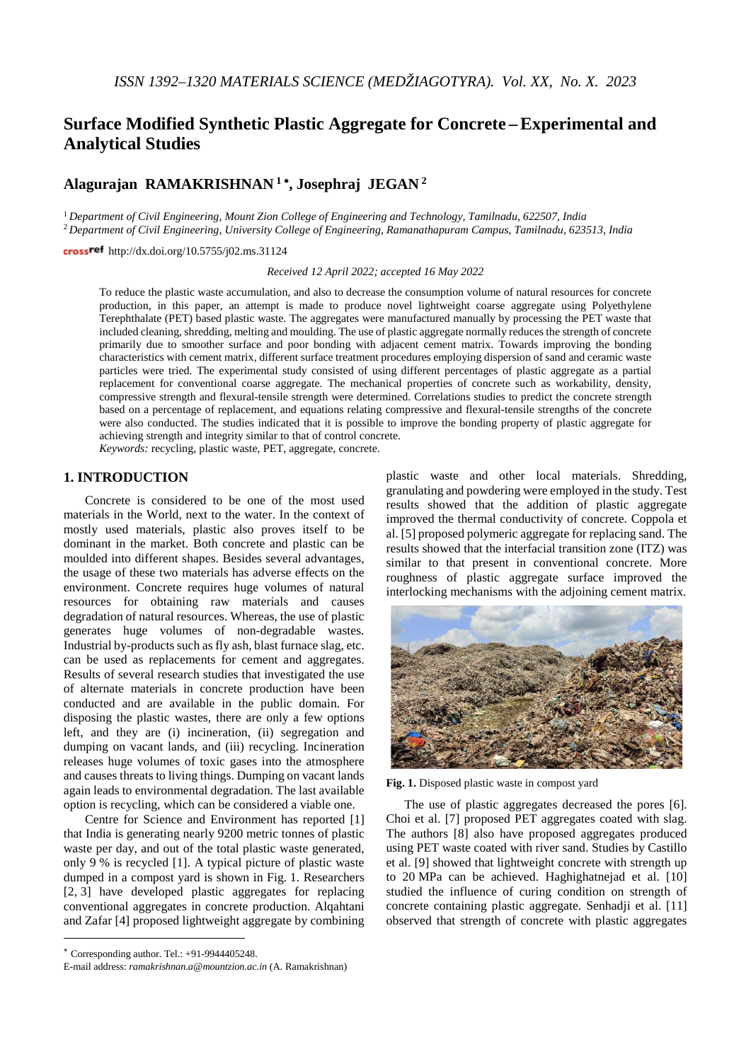# Surface Modified Synthetic Plastic Aggregate for Concrete – Experimental and Analytical Studies

**Alagurajan RAMAKRISHNAN [1]*, Josephraj JEGAN [2]**

[1] *Department of Civil Engineering, Mount Zion College of Engineering and Technology, Tamilnadu, 622507, India*
[2] *Department of Civil Engineering, University College of Engineering, Ramanathapuram Campus, Tamilnadu, 623513, India*

http://dx.doi.org/10.5755/j02.ms.31124

*Received 12 April 2022; accepted 16 May 2022*

To reduce the plastic waste accumulation, and also to decrease the consumption volume of natural resources for concrete production, in this paper, an attempt is made to produce novel lightweight coarse aggregate using Polyethylene Terephthalate (PET) based plastic waste. The aggregates were manufactured manually by processing the PET waste that included cleaning, shredding, melting and moulding. The use of plastic aggregate normally reduces the strength of concrete primarily due to smoother surface and poor bonding with adjacent cement matrix. Towards improving the bonding characteristics with cement matrix, different surface treatment procedures employing dispersion of sand and ceramic waste particles were tried. The experimental study consisted of using different percentages of plastic aggregate as a partial replacement for conventional coarse aggregate. The mechanical properties of concrete such as workability, density, compressive strength and flexural-tensile strength were determined. Correlations studies to predict the concrete strength based on a percentage of replacement, and equations relating compressive and flexural-tensile strengths of the concrete were also conducted. The studies indicated that it is possible to improve the bonding property of plastic aggregate for achieving strength and integrity similar to that of control concrete.

*Keywords:* recycling, plastic waste, PET, aggregate, concrete.

## 1. INTRODUCTION

Concrete is considered to be one of the most used materials in the World, next to the water. In the context of mostly used materials, plastic also proves itself to be dominant in the market. Both concrete and plastic can be moulded into different shapes. Besides several advantages, the usage of these two materials has adverse effects on the environment. Concrete requires huge volumes of natural resources for obtaining raw materials and causes degradation of natural resources. Whereas, the use of plastic generates huge volumes of non-degradable wastes. Industrial by-products such as fly ash, blast furnace slag, etc. can be used as replacements for cement and aggregates. Results of several research studies that investigated the use of alternate materials in concrete production have been conducted and are available in the public domain. For disposing the plastic wastes, there are only a few options left, and they are (i) incineration, (ii) segregation and dumping on vacant lands, and (iii) recycling. Incineration releases huge volumes of toxic gases into the atmosphere and causes threats to living things. Dumping on vacant lands again leads to environmental degradation. The last available option is recycling, which can be considered a viable one.

Centre for Science and Environment has reported [1] that India is generating nearly 9200 metric tonnes of plastic waste per day, and out of the total plastic waste generated, only 9 % is recycled [1]. A typical picture of plastic waste dumped in a compost yard is shown in Fig. 1. Researchers [2, 3] have developed plastic aggregates for replacing conventional aggregates in concrete production. Alqahtani and Zafar [4] proposed lightweight aggregate by combining plastic waste and other local materials. Shredding, granulating and powdering were employed in the study. Test results showed that the addition of plastic aggregate improved the thermal conductivity of concrete. Coppola et al. [5] proposed polymeric aggregate for replacing sand. The results showed that the interfacial transition zone (ITZ) was similar to that present in conventional concrete. More roughness of plastic aggregate surface improved the interlocking mechanisms with the adjoining cement matrix.

**Fig. 1.** Disposed plastic waste in compost yard

The use of plastic aggregates decreased the pores [6]. Choi et al. [7] proposed PET aggregates coated with slag. The authors [8] also have proposed aggregates produced using PET waste coated with river sand. Studies by Castillo et al. [9] showed that lightweight concrete with strength up to 20 MPa can be achieved. Haghighatnejad et al. [10] studied the influence of curing condition on strength of concrete containing plastic aggregate. Senhadji et al. [11] observed that strength of concrete with plastic aggregates

---

* Corresponding author. Tel.: +91-9944405248.
E-mail address: *ramakrishnan.a@mountzion.ac.in* (A. Ramakrishnan)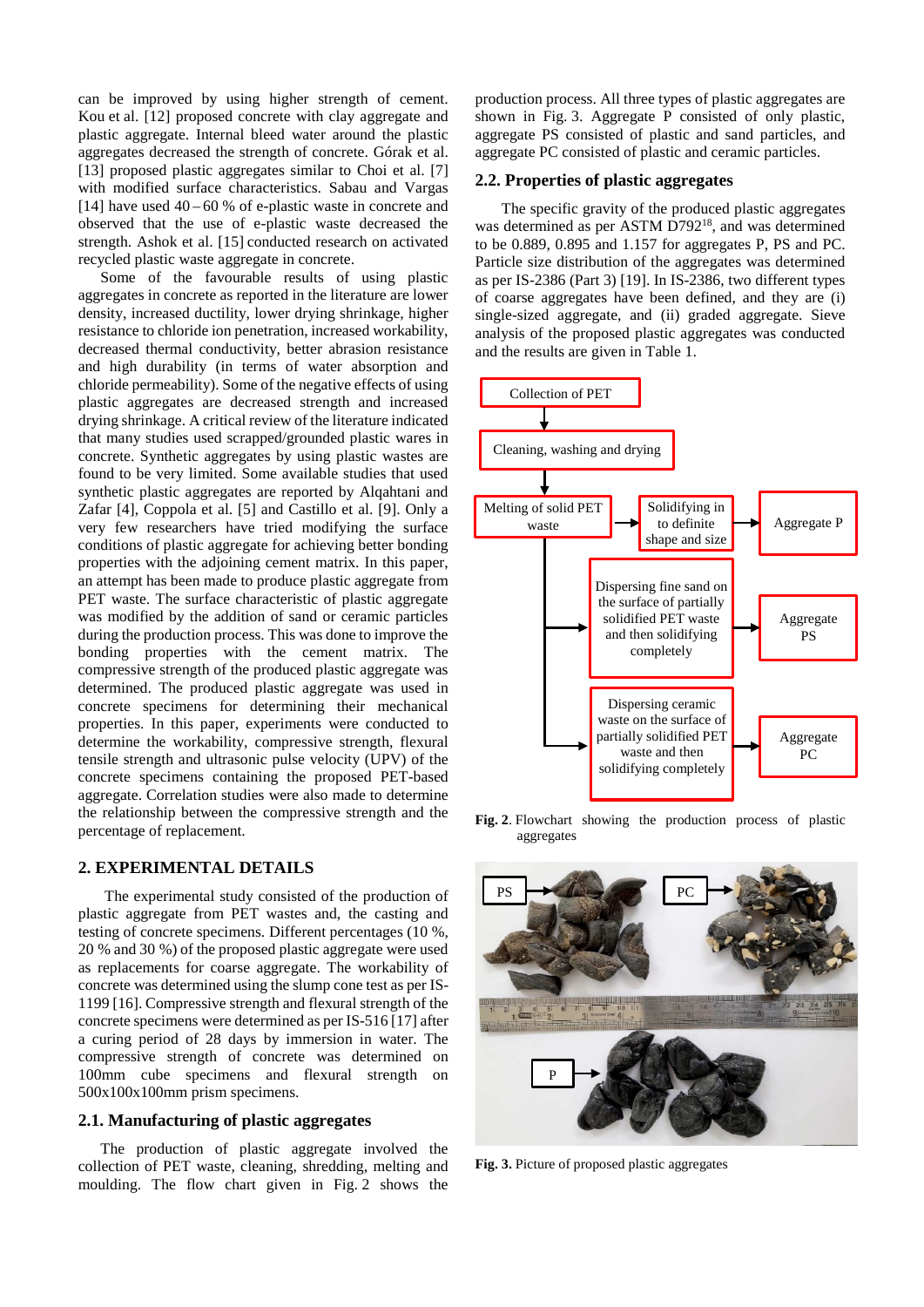can be improved by using higher strength of cement. Kou et al. [12] proposed concrete with clay aggregate and plastic aggregate. Internal bleed water around the plastic aggregates decreased the strength of concrete. Górak et al. [13] proposed plastic aggregates similar to Choi et al. [7] with modified surface characteristics. Sabau and Vargas [14] have used 40 – 60 % of e-plastic waste in concrete and observed that the use of e-plastic waste decreased the strength. Ashok et al. [15] conducted research on activated recycled plastic waste aggregate in concrete.

Some of the favourable results of using plastic aggregates in concrete as reported in the literature are lower density, increased ductility, lower drying shrinkage, higher resistance to chloride ion penetration, increased workability, decreased thermal conductivity, better abrasion resistance and high durability (in terms of water absorption and chloride permeability). Some of the negative effects of using plastic aggregates are decreased strength and increased drying shrinkage. A critical review of the literature indicated that many studies used scrapped/grounded plastic wares in concrete. Synthetic aggregates by using plastic wastes are found to be very limited. Some available studies that used synthetic plastic aggregates are reported by Alqahtani and Zafar [4], Coppola et al. [5] and Castillo et al. [9]. Only a very few researchers have tried modifying the surface conditions of plastic aggregate for achieving better bonding properties with the adjoining cement matrix. In this paper, an attempt has been made to produce plastic aggregate from PET waste. The surface characteristic of plastic aggregate was modified by the addition of sand or ceramic particles during the production process. This was done to improve the bonding properties with the cement matrix. The compressive strength of the produced plastic aggregate was determined. The produced plastic aggregate was used in concrete specimens for determining their mechanical properties. In this paper, experiments were conducted to determine the workability, compressive strength, flexural tensile strength and ultrasonic pulse velocity (UPV) of the concrete specimens containing the proposed PET-based aggregate. Correlation studies were also made to determine the relationship between the compressive strength and the percentage of replacement.

## 2. EXPERIMENTAL DETAILS

The experimental study consisted of the production of plastic aggregate from PET wastes and, the casting and testing of concrete specimens. Different percentages (10 %, 20 % and 30 %) of the proposed plastic aggregate were used as replacements for coarse aggregate. The workability of concrete was determined using the slump cone test as per IS-1199 [16]. Compressive strength and flexural strength of the concrete specimens were determined as per IS-516 [17] after a curing period of 28 days by immersion in water. The compressive strength of concrete was determined on 100mm cube specimens and flexural strength on 500x100x100mm prism specimens.

### 2.1. Manufacturing of plastic aggregates

The production of plastic aggregate involved the collection of PET waste, cleaning, shredding, melting and moulding. The flow chart given in Fig. 2 shows the production process. All three types of plastic aggregates are shown in Fig. 3. Aggregate P consisted of only plastic, aggregate PS consisted of plastic and sand particles, and aggregate PC consisted of plastic and ceramic particles.

### 2.2. Properties of plastic aggregates

The specific gravity of the produced plastic aggregates was determined as per ASTM D792[18], and was determined to be 0.889, 0.895 and 1.157 for aggregates P, PS and PC. Particle size distribution of the aggregates was determined as per IS-2386 (Part 3) [19]. In IS-2386, two different types of coarse aggregates have been defined, and they are (i) single-sized aggregate, and (ii) graded aggregate. Sieve analysis of the proposed plastic aggregates was conducted and the results are given in Table 1.

Collection of PET → Cleaning, washing and drying → Melting of solid PET waste → Solidifying in to definite shape and size → Aggregate P; Dispersing fine sand on the surface of partially solidified PET waste and then solidifying completely → Aggregate PS; Dispersing ceramic waste on the surface of partially solidified PET waste and then solidifying completely → Aggregate PC

**Fig. 2**. Flowchart showing the production process of plastic aggregates

**Fig. 3.** Picture of proposed plastic aggregates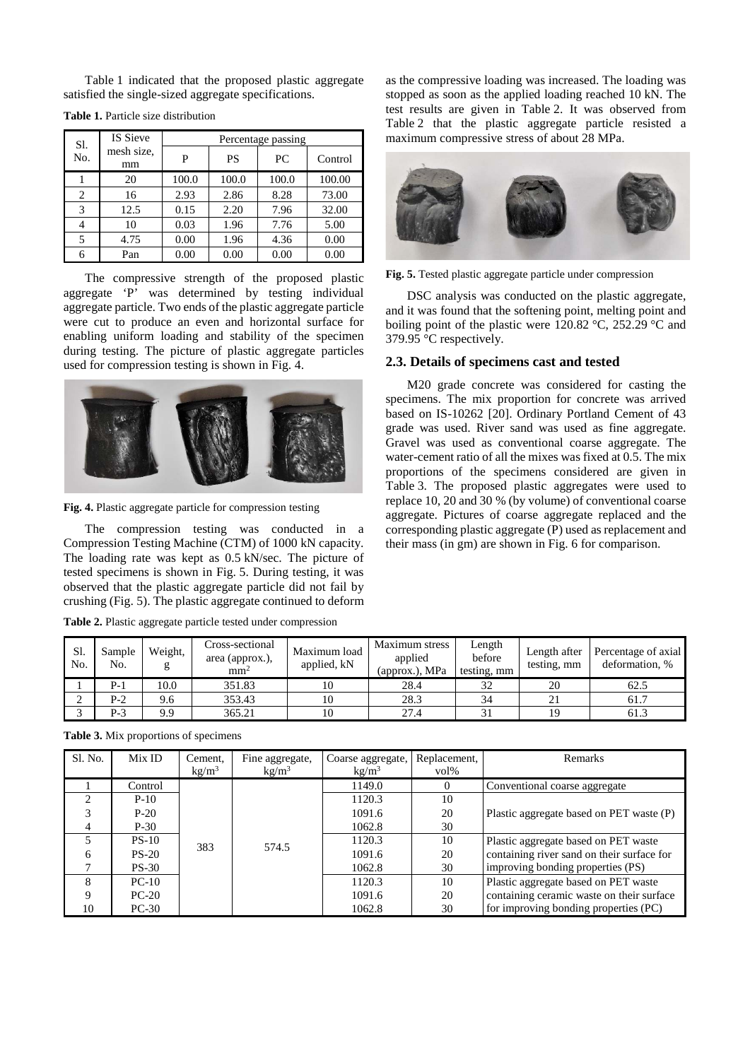Table 1 indicated that the proposed plastic aggregate satisfied the single-sized aggregate specifications.

**Table 1.** Particle size distribution

| Sl. No. | IS Sieve mesh size, mm | Percentage passing | | | |
|---|---|---|---|---|---|
| | | P | PS | PC | Control |
| 1 | 20 | 100.0 | 100.0 | 100.0 | 100.00 |
| 2 | 16 | 2.93 | 2.86 | 8.28 | 73.00 |
| 3 | 12.5 | 0.15 | 2.20 | 7.96 | 32.00 |
| 4 | 10 | 0.03 | 1.96 | 7.76 | 5.00 |
| 5 | 4.75 | 0.00 | 1.96 | 4.36 | 0.00 |
| 6 | Pan | 0.00 | 0.00 | 0.00 | 0.00 |

The compressive strength of the proposed plastic aggregate 'P' was determined by testing individual aggregate particle. Two ends of the plastic aggregate particle were cut to produce an even and horizontal surface for enabling uniform loading and stability of the specimen during testing. The picture of plastic aggregate particles used for compression testing is shown in Fig. 4.

**Fig. 4.** Plastic aggregate particle for compression testing

The compression testing was conducted in a Compression Testing Machine (CTM) of 1000 kN capacity. The loading rate was kept as 0.5 kN/sec. The picture of tested specimens is shown in Fig. 5. During testing, it was observed that the plastic aggregate particle did not fail by crushing (Fig. 5). The plastic aggregate continued to deform as the compressive loading was increased. The loading was stopped as soon as the applied loading reached 10 kN. The test results are given in Table 2. It was observed from Table 2 that the plastic aggregate particle resisted a maximum compressive stress of about 28 MPa.

**Fig. 5.** Tested plastic aggregate particle under compression

DSC analysis was conducted on the plastic aggregate, and it was found that the softening point, melting point and boiling point of the plastic were 120.82 °C, 252.29 °C and 379.95 °C respectively.

### 2.3. Details of specimens cast and tested

M20 grade concrete was considered for casting the specimens. The mix proportion for concrete was arrived based on IS-10262 [20]. Ordinary Portland Cement of 43 grade was used. River sand was used as fine aggregate. Gravel was used as conventional coarse aggregate. The water-cement ratio of all the mixes was fixed at 0.5. The mix proportions of the specimens considered are given in Table 3. The proposed plastic aggregates were used to replace 10, 20 and 30 % (by volume) of conventional coarse aggregate. Pictures of coarse aggregate replaced and the corresponding plastic aggregate (P) used as replacement and their mass (in gm) are shown in Fig. 6 for comparison.

**Table 2.** Plastic aggregate particle tested under compression

| Sl. No. | Sample No. | Weight, g | Cross-sectional area (approx.), $mm^2$ | Maximum load applied, kN | Maximum stress applied (approx.), MPa | Length before testing, mm | Length after testing, mm | Percentage of axial deformation, % |
|---|---|---|---|---|---|---|---|---|
| 1 | P-1 | 10.0 | 351.83 | 10 | 28.4 | 32 | 20 | 62.5 |
| 2 | P-2 | 9.6 | 353.43 | 10 | 28.3 | 34 | 21 | 61.7 |
| 3 | P-3 | 9.9 | 365.21 | 10 | 27.4 | 31 | 19 | 61.3 |

**Table 3.** Mix proportions of specimens

| Sl. No. | Mix ID | Cement, $kg/m^3$ | Fine aggregate, $kg/m^3$ | Coarse aggregate, $kg/m^3$ | Replacement, vol% | Remarks |
|---|---|---|---|---|---|---|
| 1 | Control | 383 | 574.5 | 1149.0 | 0 | Conventional coarse aggregate |
| 2 | P-10 | | | 1120.3 | 10 | Plastic aggregate based on PET waste (P) |
| 3 | P-20 | | | 1091.6 | 20 | |
| 4 | P-30 | | | 1062.8 | 30 | |
| 5 | PS-10 | | | 1120.3 | 10 | Plastic aggregate based on PET waste containing river sand on their surface for improving bonding properties (PS) |
| 6 | PS-20 | | | 1091.6 | 20 | |
| 7 | PS-30 | | | 1062.8 | 30 | |
| 8 | PC-10 | | | 1120.3 | 10 | Plastic aggregate based on PET waste containing ceramic waste on their surface for improving bonding properties (PC) |
| 9 | PC-20 | | | 1091.6 | 20 | |
| 10 | PC-30 | | | 1062.8 | 30 | |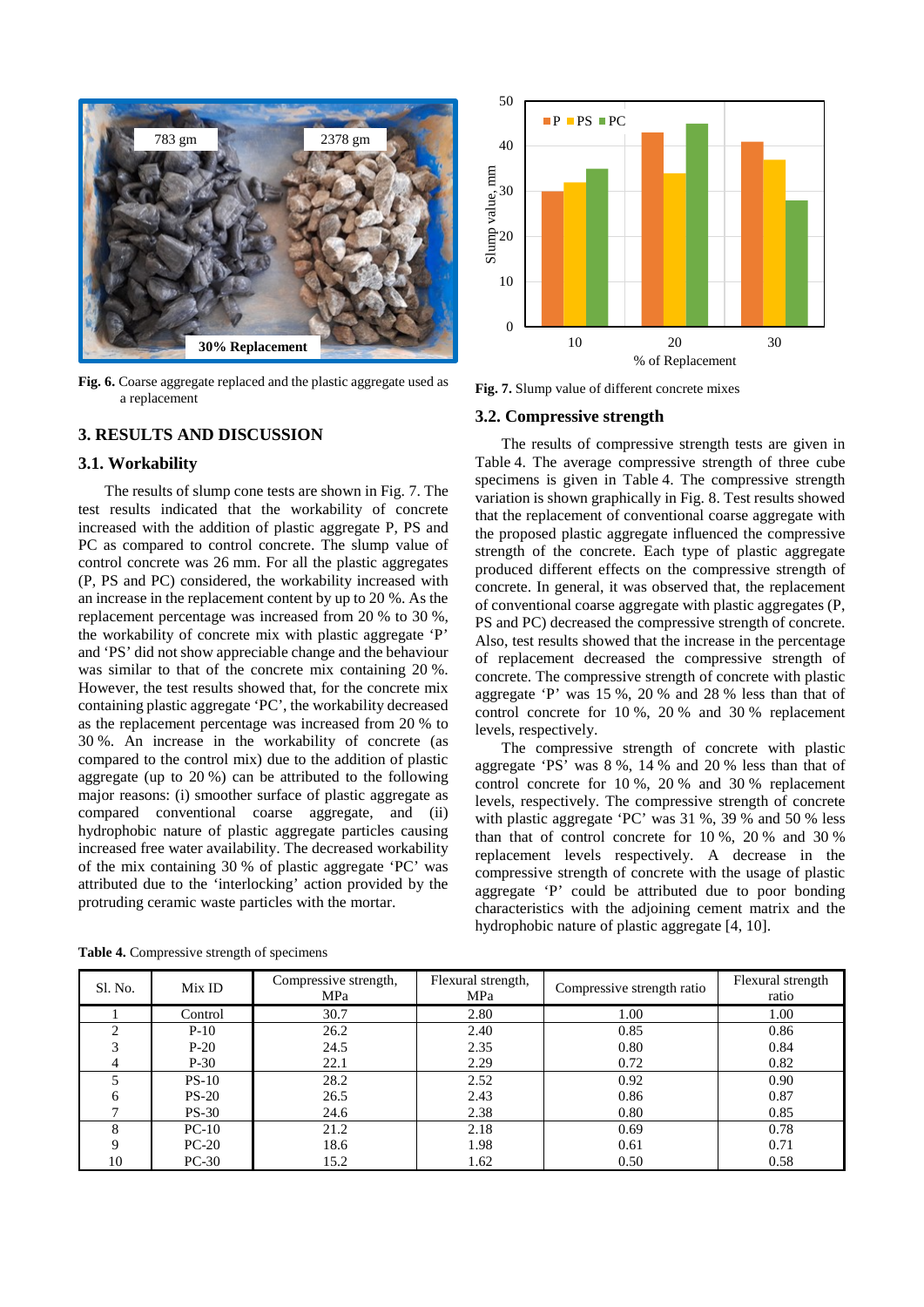**Fig. 6.** Coarse aggregate replaced and the plastic aggregate used as a replacement

**Fig. 7.** Slump value of different concrete mixes

## 3. RESULTS AND DISCUSSION

### 3.1. Workability

The results of slump cone tests are shown in Fig. 7. The test results indicated that the workability of concrete increased with the addition of plastic aggregate P, PS and PC as compared to control concrete. The slump value of control concrete was 26 mm. For all the plastic aggregates (P, PS and PC) considered, the workability increased with an increase in the replacement content by up to 20 %. As the replacement percentage was increased from 20 % to 30 %, the workability of concrete mix with plastic aggregate 'P' and 'PS' did not show appreciable change and the behaviour was similar to that of the concrete mix containing 20 %. However, the test results showed that, for the concrete mix containing plastic aggregate 'PC', the workability decreased as the replacement percentage was increased from 20 % to 30 %. An increase in the workability of concrete (as compared to the control mix) due to the addition of plastic aggregate (up to 20 %) can be attributed to the following major reasons: (i) smoother surface of plastic aggregate as compared conventional coarse aggregate, and (ii) hydrophobic nature of plastic aggregate particles causing increased free water availability. The decreased workability of the mix containing 30 % of plastic aggregate 'PC' was attributed due to the 'interlocking' action provided by the protruding ceramic waste particles with the mortar.

### 3.2. Compressive strength

The results of compressive strength tests are given in Table 4. The average compressive strength of three cube specimens is given in Table 4. The compressive strength variation is shown graphically in Fig. 8. Test results showed that the replacement of conventional coarse aggregate with the proposed plastic aggregate influenced the compressive strength of the concrete. Each type of plastic aggregate produced different effects on the compressive strength of concrete. In general, it was observed that, the replacement of conventional coarse aggregate with plastic aggregates (P, PS and PC) decreased the compressive strength of concrete. Also, test results showed that the increase in the percentage of replacement decreased the compressive strength of concrete. The compressive strength of concrete with plastic aggregate 'P' was 15 %, 20 % and 28 % less than that of control concrete for 10 %, 20 % and 30 % replacement levels, respectively.

The compressive strength of concrete with plastic aggregate 'PS' was 8 %, 14 % and 20 % less than that of control concrete for 10 %, 20 % and 30 % replacement levels, respectively. The compressive strength of concrete with plastic aggregate 'PC' was 31 %, 39 % and 50 % less than that of control concrete for 10 %, 20 % and 30 % replacement levels respectively. A decrease in the compressive strength of concrete with the usage of plastic aggregate 'P' could be attributed due to poor bonding characteristics with the adjoining cement matrix and the hydrophobic nature of plastic aggregate [4, 10].

**Table 4.** Compressive strength of specimens

| Sl. No. | Mix ID | Compressive strength, MPa | Flexural strength, MPa | Compressive strength ratio | Flexural strength ratio |
|---|---|---|---|---|---|
| 1 | Control | 30.7 | 2.80 | 1.00 | 1.00 |
| 2 | P-10 | 26.2 | 2.40 | 0.85 | 0.86 |
| 3 | P-20 | 24.5 | 2.35 | 0.80 | 0.84 |
| 4 | P-30 | 22.1 | 2.29 | 0.72 | 0.82 |
| 5 | PS-10 | 28.2 | 2.52 | 0.92 | 0.90 |
| 6 | PS-20 | 26.5 | 2.43 | 0.86 | 0.87 |
| 7 | PS-30 | 24.6 | 2.38 | 0.80 | 0.85 |
| 8 | PC-10 | 21.2 | 2.18 | 0.69 | 0.78 |
| 9 | PC-20 | 18.6 | 1.98 | 0.61 | 0.71 |
| 10 | PC-30 | 15.2 | 1.62 | 0.50 | 0.58 |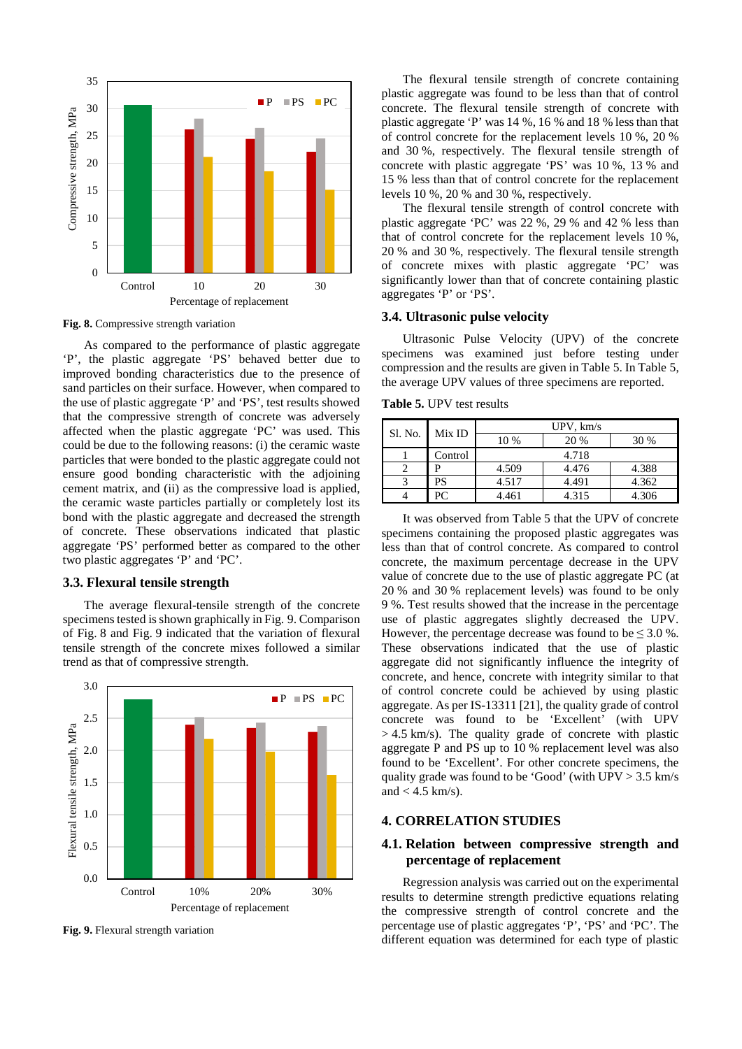Fig. 8. Compressive strength variation

As compared to the performance of plastic aggregate 'P', the plastic aggregate 'PS' behaved better due to improved bonding characteristics due to the presence of sand particles on their surface. However, when compared to the use of plastic aggregate 'P' and 'PS', test results showed that the compressive strength of concrete was adversely affected when the plastic aggregate 'PC' was used. This could be due to the following reasons: (i) the ceramic waste particles that were bonded to the plastic aggregate could not ensure good bonding characteristic with the adjoining cement matrix, and (ii) as the compressive load is applied, the ceramic waste particles partially or completely lost its bond with the plastic aggregate and decreased the strength of concrete. These observations indicated that plastic aggregate 'PS' performed better as compared to the other two plastic aggregates 'P' and 'PC'.

### 3.3. Flexural tensile strength

The average flexural-tensile strength of the concrete specimens tested is shown graphically in Fig. 9. Comparison of Fig. 8 and Fig. 9 indicated that the variation of flexural tensile strength of the concrete mixes followed a similar trend as that of compressive strength.

Fig. 9. Flexural strength variation

The flexural tensile strength of concrete containing plastic aggregate was found to be less than that of control concrete. The flexural tensile strength of concrete with plastic aggregate 'P' was 14 %, 16 % and 18 % less than that of control concrete for the replacement levels 10 %, 20 % and 30 %, respectively. The flexural tensile strength of concrete with plastic aggregate 'PS' was 10 %, 13 % and 15 % less than that of control concrete for the replacement levels 10 %, 20 % and 30 %, respectively.

The flexural tensile strength of control concrete with plastic aggregate 'PC' was 22 %, 29 % and 42 % less than that of control concrete for the replacement levels 10 %, 20 % and 30 %, respectively. The flexural tensile strength of concrete mixes with plastic aggregate 'PC' was significantly lower than that of concrete containing plastic aggregates 'P' or 'PS'.

### 3.4. Ultrasonic pulse velocity

Ultrasonic Pulse Velocity (UPV) of the concrete specimens was examined just before testing under compression and the results are given in Table 5. In Table 5, the average UPV values of three specimens are reported.

**Table 5.** UPV test results

| Sl. No. | Mix ID | UPV, km/s | | |
|---|---|---|---|---|
| | | 10 % | 20 % | 30 % |
| 1 | Control | 4.718 | | |
| 2 | P | 4.509 | 4.476 | 4.388 |
| 3 | PS | 4.517 | 4.491 | 4.362 |
| 4 | PC | 4.461 | 4.315 | 4.306 |

It was observed from Table 5 that the UPV of concrete specimens containing the proposed plastic aggregates was less than that of control concrete. As compared to control concrete, the maximum percentage decrease in the UPV value of concrete due to the use of plastic aggregate PC (at 20 % and 30 % replacement levels) was found to be only 9 %. Test results showed that the increase in the percentage use of plastic aggregates slightly decreased the UPV. However, the percentage decrease was found to be ≤ 3.0 %. These observations indicated that the use of plastic aggregate did not significantly influence the integrity of concrete, and hence, concrete with integrity similar to that of control concrete could be achieved by using plastic aggregate. As per IS-13311 [21], the quality grade of control concrete was found to be 'Excellent' (with UPV > 4.5 km/s). The quality grade of concrete with plastic aggregate P and PS up to 10 % replacement level was also found to be 'Excellent'. For other concrete specimens, the quality grade was found to be 'Good' (with UPV > 3.5 km/s and < 4.5 km/s).

## 4. CORRELATION STUDIES

### 4.1. Relation between compressive strength and percentage of replacement

Regression analysis was carried out on the experimental results to determine strength predictive equations relating the compressive strength of control concrete and the percentage use of plastic aggregates 'P', 'PS' and 'PC'. The different equation was determined for each type of plastic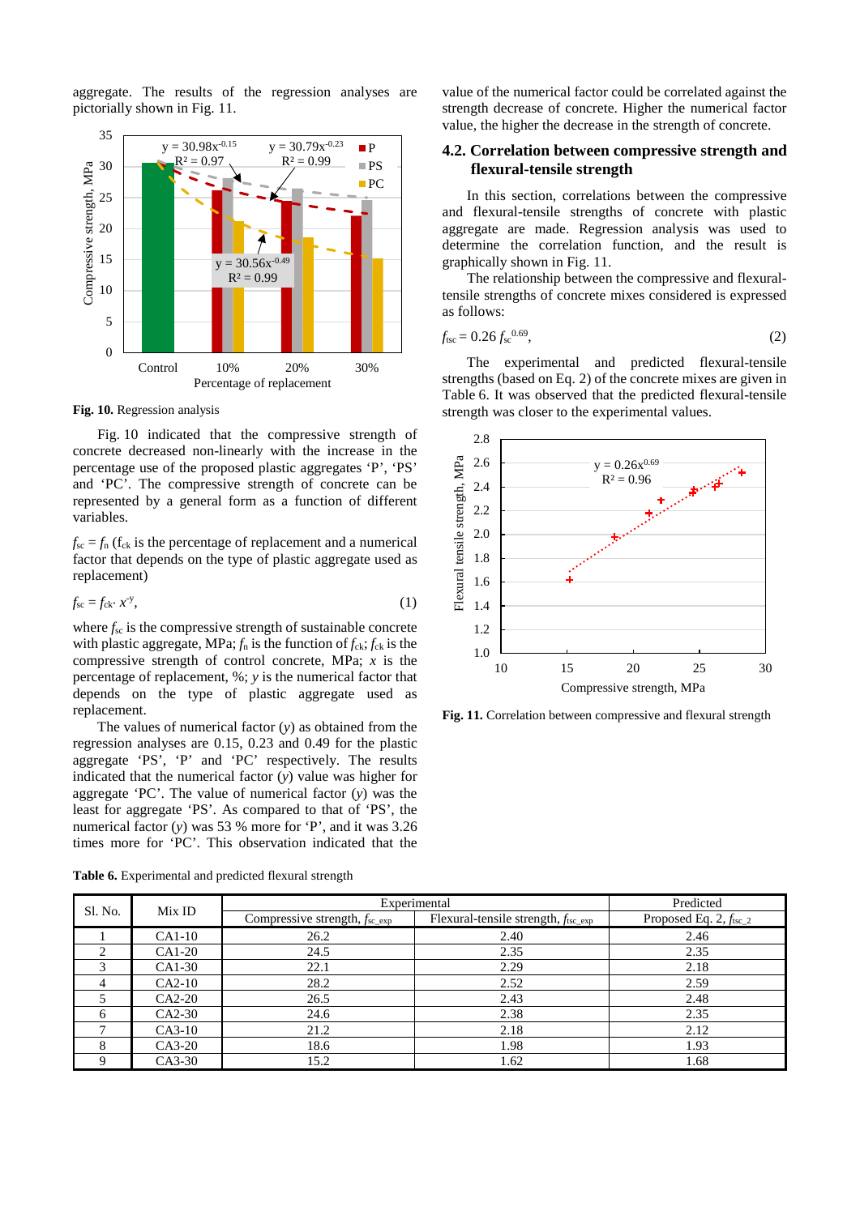aggregate. The results of the regression analyses are pictorially shown in Fig. 11.

**Fig. 10.** Regression analysis

Fig. 10 indicated that the compressive strength of concrete decreased non-linearly with the increase in the percentage use of the proposed plastic aggregates 'P', 'PS' and 'PC'. The compressive strength of concrete can be represented by a general form as a function of different variables.

$f_{sc} = f_n$ ($f_{ck}$ is the percentage of replacement and a numerical factor that depends on the type of plastic aggregate used as replacement)

$$f_{sc} = f_{ck} \cdot x^{-y}, \tag{1}$$

where $f_{sc}$ is the compressive strength of sustainable concrete with plastic aggregate, MPa; $f_n$ is the function of $f_{ck}$; $f_{ck}$ is the compressive strength of control concrete, MPa; $x$ is the percentage of replacement, %; $y$ is the numerical factor that depends on the type of plastic aggregate used as replacement.

The values of numerical factor ($y$) as obtained from the regression analyses are 0.15, 0.23 and 0.49 for the plastic aggregate 'PS', 'P' and 'PC' respectively. The results indicated that the numerical factor ($y$) value was higher for aggregate 'PC'. The value of numerical factor ($y$) was the least for aggregate 'PS'. As compared to that of 'PS', the numerical factor ($y$) was 53 % more for 'P', and it was 3.26 times more for 'PC'. This observation indicated that the value of the numerical factor could be correlated against the strength decrease of concrete. Higher the numerical factor value, the higher the decrease in the strength of concrete.

## 4.2. Correlation between compressive strength and flexural-tensile strength

In this section, correlations between the compressive and flexural-tensile strengths of concrete with plastic aggregate are made. Regression analysis was used to determine the correlation function, and the result is graphically shown in Fig. 11.

The relationship between the compressive and flexural-tensile strengths of concrete mixes considered is expressed as follows:

$$f_{tsc} = 0.26\, f_{sc}^{0.69}, \tag{2}$$

The experimental and predicted flexural-tensile strengths (based on Eq. 2) of the concrete mixes are given in Table 6. It was observed that the predicted flexural-tensile strength was closer to the experimental values.

**Fig. 11.** Correlation between compressive and flexural strength

**Table 6.** Experimental and predicted flexural strength

| Sl. No. | Mix ID | Experimental | | Predicted |
|---|---|---|---|---|
| | | Compressive strength, $f_{sc\_exp}$ | Flexural-tensile strength, $f_{tsc\_exp}$ | Proposed Eq. 2, $f_{tsc\_2}$ |
| 1 | CA1-10 | 26.2 | 2.40 | 2.46 |
| 2 | CA1-20 | 24.5 | 2.35 | 2.35 |
| 3 | CA1-30 | 22.1 | 2.29 | 2.18 |
| 4 | CA2-10 | 28.2 | 2.52 | 2.59 |
| 5 | CA2-20 | 26.5 | 2.43 | 2.48 |
| 6 | CA2-30 | 24.6 | 2.38 | 2.35 |
| 7 | CA3-10 | 21.2 | 2.18 | 2.12 |
| 8 | CA3-20 | 18.6 | 1.98 | 1.93 |
| 9 | CA3-30 | 15.2 | 1.62 | 1.68 |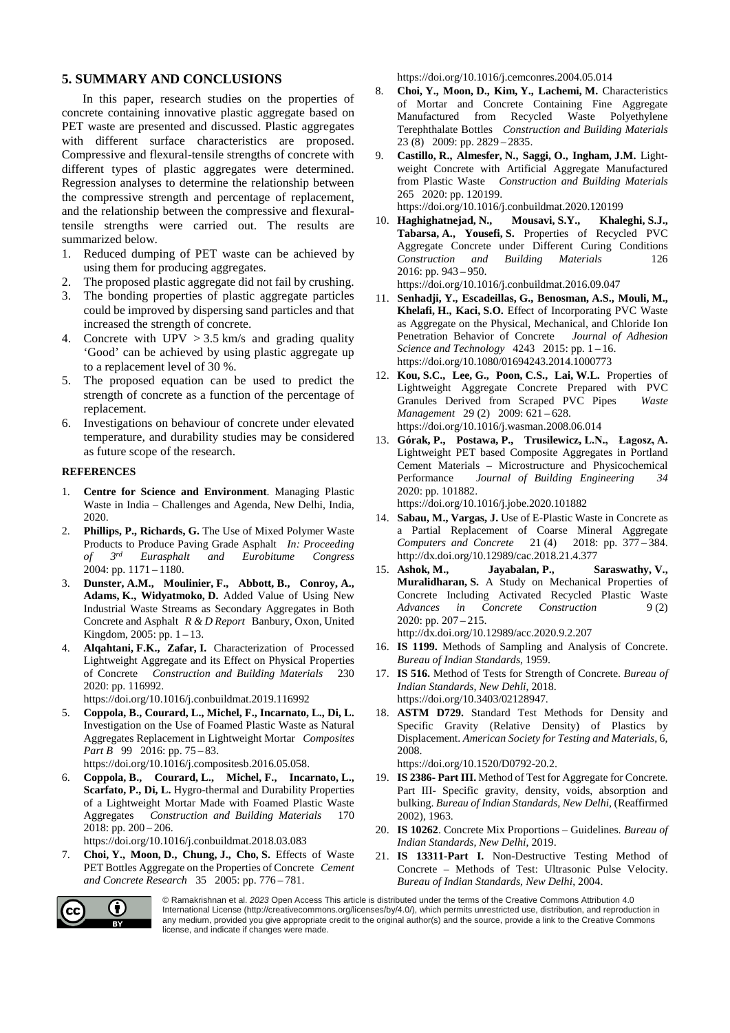## 5. SUMMARY AND CONCLUSIONS

In this paper, research studies on the properties of concrete containing innovative plastic aggregate based on PET waste are presented and discussed. Plastic aggregates with different surface characteristics are proposed. Compressive and flexural-tensile strengths of concrete with different types of plastic aggregates were determined. Regression analyses to determine the relationship between the compressive strength and percentage of replacement, and the relationship between the compressive and flexural-tensile strengths were carried out. The results are summarized below.

1. Reduced dumping of PET waste can be achieved by using them for producing aggregates.
2. The proposed plastic aggregate did not fail by crushing.
3. The bonding properties of plastic aggregate particles could be improved by dispersing sand particles and that increased the strength of concrete.
4. Concrete with UPV > 3.5 km/s and grading quality 'Good' can be achieved by using plastic aggregate up to a replacement level of 30 %.
5. The proposed equation can be used to predict the strength of concrete as a function of the percentage of replacement.
6. Investigations on behaviour of concrete under elevated temperature, and durability studies may be considered as future scope of the research.

### REFERENCES

1. **Centre for Science and Environment**. Managing Plastic Waste in India – Challenges and Agenda, New Delhi, India, 2020.
2. **Phillips, P., Richards, G.** The Use of Mixed Polymer Waste Products to Produce Paving Grade Asphalt *In: Proceeding of 3rd Eurasphalt and Eurobitume Congress* 2004: pp. 1171 – 1180.
3. **Dunster, A.M., Moulinier, F., Abbott, B., Conroy, A., Adams, K., Widyatmoko, D.** Added Value of Using New Industrial Waste Streams as Secondary Aggregates in Both Concrete and Asphalt *R & D Report* Banbury, Oxon, United Kingdom, 2005: pp. 1 – 13.
4. **Alqahtani, F.K., Zafar, I.** Characterization of Processed Lightweight Aggregate and its Effect on Physical Properties of Concrete *Construction and Building Materials* 230 2020: pp. 116992. https://doi.org/10.1016/j.conbuildmat.2019.116992
5. **Coppola, B., Courard, L., Michel, F., Incarnato, L., Di, L.** Investigation on the Use of Foamed Plastic Waste as Natural Aggregates Replacement in Lightweight Mortar *Composites Part B* 99 2016: pp. 75 – 83. https://doi.org/10.1016/j.compositesb.2016.05.058.
6. **Coppola, B., Courard, L., Michel, F., Incarnato, L., Scarfato, P., Di, L.** Hygro-thermal and Durability Properties of a Lightweight Mortar Made with Foamed Plastic Waste Aggregates *Construction and Building Materials* 170 2018: pp. 200 – 206. https://doi.org/10.1016/j.conbuildmat.2018.03.083
7. **Choi, Y., Moon, D., Chung, J., Cho, S.** Effects of Waste PET Bottles Aggregate on the Properties of Concrete *Cement and Concrete Research* 35 2005: pp. 776 – 781. https://doi.org/10.1016/j.cemconres.2004.05.014
8. **Choi, Y., Moon, D., Kim, Y., Lachemi, M.** Characteristics of Mortar and Concrete Containing Fine Aggregate Manufactured from Recycled Waste Polyethylene Terephthalate Bottles *Construction and Building Materials* 23 (8) 2009: pp. 2829 – 2835.
9. **Castillo, R., Almesfer, N., Saggi, O., Ingham, J.M.** Light-weight Concrete with Artificial Aggregate Manufactured from Plastic Waste *Construction and Building Materials* 265 2020: pp. 120199. https://doi.org/10.1016/j.conbuildmat.2020.120199
10. **Haghighatnejad, N., Mousavi, S.Y., Khaleghi, S.J., Tabarsa, A., Yousefi, S.** Properties of Recycled PVC Aggregate Concrete under Different Curing Conditions *Construction and Building Materials* 126 2016: pp. 943 – 950. https://doi.org/10.1016/j.conbuildmat.2016.09.047
11. **Senhadji, Y., Escadeillas, G., Benosman, A.S., Mouli, M., Khelafi, H., Kaci, S.O.** Effect of Incorporating PVC Waste as Aggregate on the Physical, Mechanical, and Chloride Ion Penetration Behavior of Concrete *Journal of Adhesion Science and Technology* 4243 2015: pp. 1 – 16. https://doi.org/10.1080/01694243.2014.1000773
12. **Kou, S.C., Lee, G., Poon, C.S., Lai, W.L.** Properties of Lightweight Aggregate Concrete Prepared with PVC Granules Derived from Scraped PVC Pipes *Waste Management* 29 (2) 2009: 621 – 628. https://doi.org/10.1016/j.wasman.2008.06.014
13. **Górak, P., Postawa, P., Trusilewicz, L.N., Łagosz, A.** Lightweight PET based Composite Aggregates in Portland Cement Materials – Microstructure and Physicochemical Performance *Journal of Building Engineering 34* 2020: pp. 101882. https://doi.org/10.1016/j.jobe.2020.101882
14. **Sabau, M., Vargas, J.** Use of E-Plastic Waste in Concrete as a Partial Replacement of Coarse Mineral Aggregate *Computers and Concrete* 21 (4) 2018: pp. 377 – 384. http://dx.doi.org/10.12989/cac.2018.21.4.377
15. **Ashok, M., Jayabalan, P., Saraswathy, V., Muralidharan, S.** A Study on Mechanical Properties of Concrete Including Activated Recycled Plastic Waste *Advances in Concrete Construction* 9 (2) 2020: pp. 207 – 215. http://dx.doi.org/10.12989/acc.2020.9.2.207
16. **IS 1199.** Methods of Sampling and Analysis of Concrete. *Bureau of Indian Standards*, 1959.
17. **IS 516.** Method of Tests for Strength of Concrete. *Bureau of Indian Standards, New Dehli*, 2018. https://doi.org/10.3403/02128947.
18. **ASTM D729.** Standard Test Methods for Density and Specific Gravity (Relative Density) of Plastics by Displacement. *American Society for Testing and Materials*, 6, 2008. https://doi.org/10.1520/D0792-20.2.
19. **IS 2386- Part III.** Method of Test for Aggregate for Concrete. Part III- Specific gravity, density, voids, absorption and bulking. *Bureau of Indian Standards, New Delhi*, (Reaffirmed 2002), 1963.
20. **IS 10262**. Concrete Mix Proportions – Guidelines. *Bureau of Indian Standards, New Delhi*, 2019.
21. **IS 13311-Part I.** Non-Destructive Testing Method of Concrete – Methods of Test: Ultrasonic Pulse Velocity. *Bureau of Indian Standards, New Delhi*, 2004.

© Ramakrishnan et al. *2023* Open Access This article is distributed under the terms of the Creative Commons Attribution 4.0 International License (http://creativecommons.org/licenses/by/4.0/), which permits unrestricted use, distribution, and reproduction in any medium, provided you give appropriate credit to the original author(s) and the source, provide a link to the Creative Commons license, and indicate if changes were made.